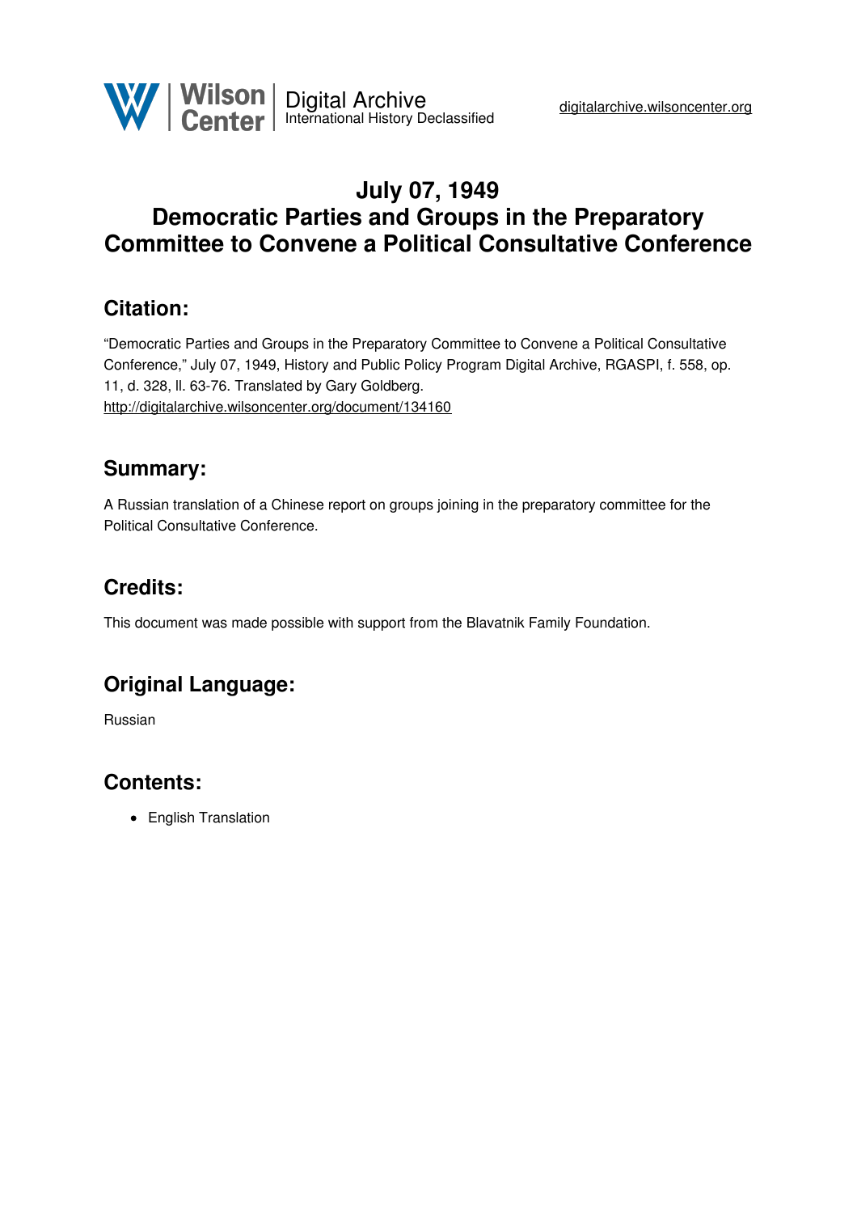# July 07, 1949
# Democratic Parties and Groups in the Preparatory Committee to Convene a Political Consultative Conference

## Citation:

"Democratic Parties and Groups in the Preparatory Committee to Convene a Political Consultative Conference," July 07, 1949, History and Public Policy Program Digital Archive, RGASPI, f. 558, op. 11, d. 328, ll. 63-76. Translated by Gary Goldberg.
http://digitalarchive.wilsoncenter.org/document/134160

## Summary:

A Russian translation of a Chinese report on groups joining in the preparatory committee for the Political Consultative Conference.

## Credits:

This document was made possible with support from the Blavatnik Family Foundation.

## Original Language:

Russian

## Contents:

- English Translation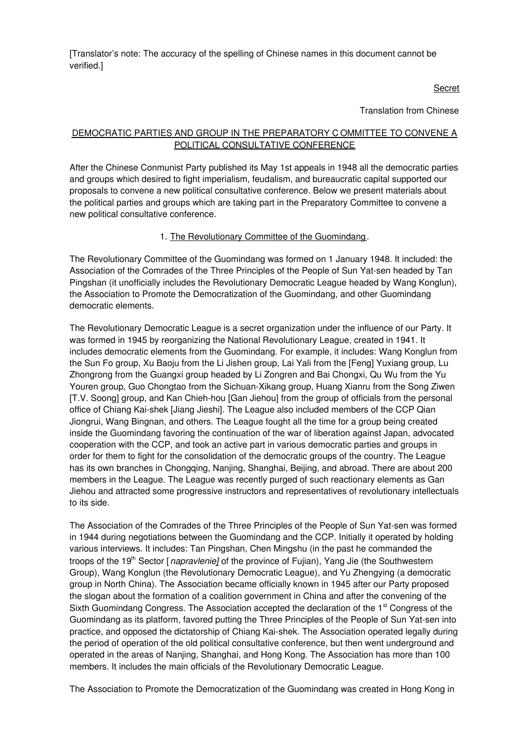[Translator's note: The accuracy of the spelling of Chinese names in this document cannot be verified.]

Secret

Translation from Chinese

## DEMOCRATIC PARTIES AND GROUP IN THE PREPARATORY COMMITTEE TO CONVENE A POLITICAL CONSULTATIVE CONFERENCE

After the Chinese Conmunist Party published its May 1st appeals in 1948 all the democratic parties and groups which desired to fight imperialism, feudalism, and bureaucratic capital supported our proposals to convene a new political consultative conference. Below we present materials about the political parties and groups which are taking part in the Preparatory Committee to convene a new political consultative conference.

### 1. The Revolutionary Committee of the Guomindang.

The Revolutionary Committee of the Guomindang was formed on 1 January 1948. It included: the Association of the Comrades of the Three Principles of the People of Sun Yat-sen headed by Tan Pingshan (it unofficially includes the Revolutionary Democratic League headed by Wang Konglun), the Association to Promote the Democratization of the Guomindang, and other Guomindang democratic elements.

The Revolutionary Democratic League is a secret organization under the influence of our Party. It was formed in 1945 by reorganizing the National Revolutionary League, created in 1941. It includes democratic elements from the Guomindang. For example, it includes: Wang Konglun from the Sun Fo group, Xu Baoju from the Li Jishen group, Lai Yali from the [Feng] Yuxiang group, Lu Zhongrong from the Guangxi group headed by Li Zongren and Bai Chongxi, Qu Wu from the Yu Youren group, Guo Chongtao from the Sichuan-Xikang group, Huang Xianru from the Song Ziwen [T.V. Soong] group, and Kan Chieh-hou [Gan Jiehou] from the group of officials from the personal office of Chiang Kai-shek [Jiang Jieshi]. The League also included members of the CCP Qian Jiongrui, Wang Bingnan, and others. The League fought all the time for a group being created inside the Guomindang favoring the continuation of the war of liberation against Japan, advocated cooperation with the CCP, and took an active part in various democratic parties and groups in order for them to fight for the consolidation of the democratic groups of the country. The League has its own branches in Chongqing, Nanjing, Shanghai, Beijing, and abroad. There are about 200 members in the League. The League was recently purged of such reactionary elements as Gan Jiehou and attracted some progressive instructors and representatives of revolutionary intellectuals to its side.

The Association of the Comrades of the Three Principles of the People of Sun Yat-sen was formed in 1944 during negotiations between the Guomindang and the CCP. Initially it operated by holding various interviews. It includes: Tan Pingshan, Chen Mingshu (in the past he commanded the troops of the 19th Sector [*napravlenie]* of the province of Fujian), Yang Jie (the Southwestern Group), Wang Konglun (the Revolutionary Democratic League), and Yu Zhengying (a democratic group in North China). The Association became officially known in 1945 after our Party proposed the slogan about the formation of a coalition government in China and after the convening of the Sixth Guomindang Congress. The Association accepted the declaration of the 1st Congress of the Guomindang as its platform, favored putting the Three Principles of the People of Sun Yat-sen into practice, and opposed the dictatorship of Chiang Kai-shek. The Association operated legally during the period of operation of the old political consultative conference, but then went underground and operated in the areas of Nanjing, Shanghai, and Hong Kong. The Association has more than 100 members. It includes the main officials of the Revolutionary Democratic League.

The Association to Promote the Democratization of the Guomindang was created in Hong Kong in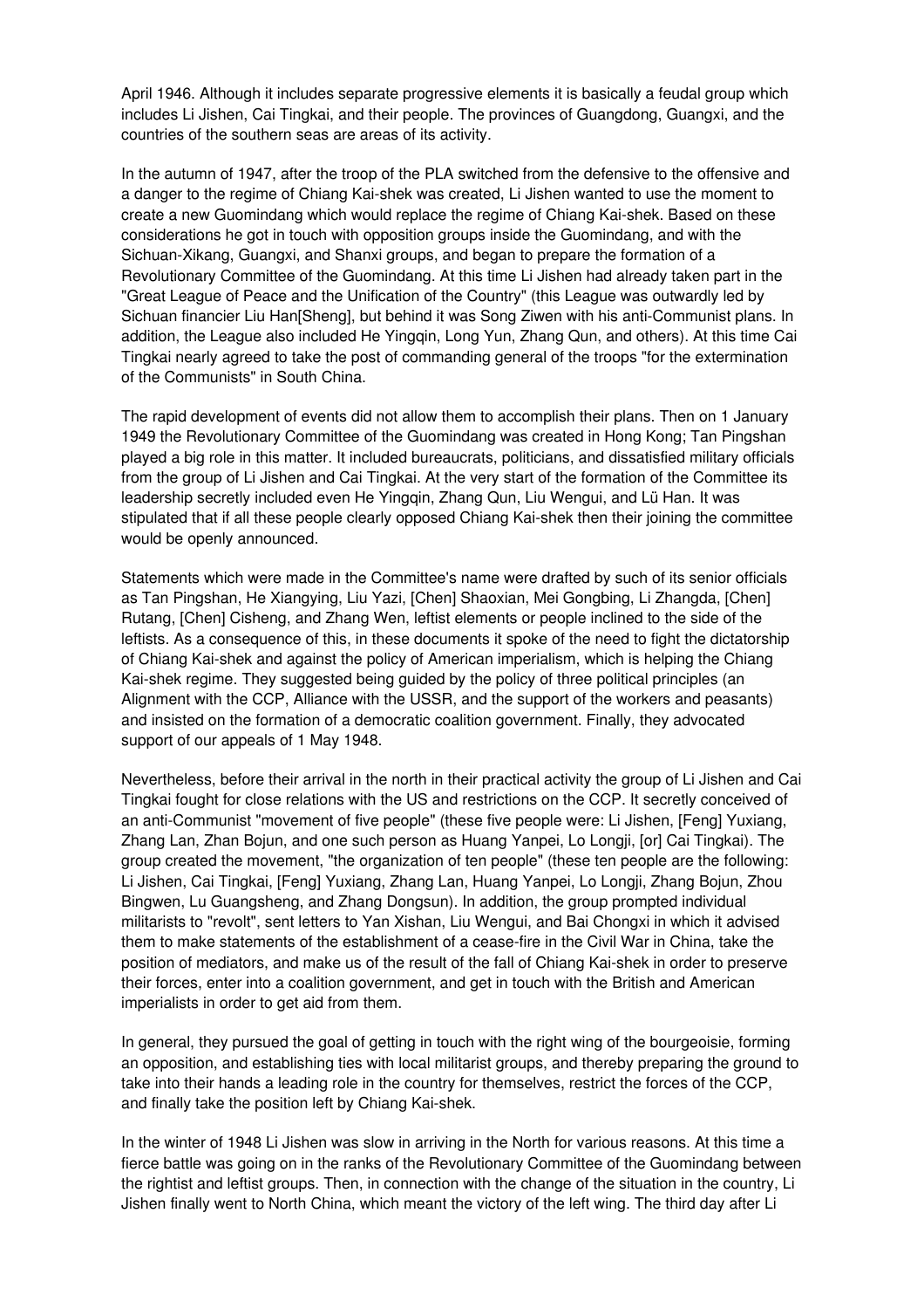April 1946. Although it includes separate progressive elements it is basically a feudal group which includes Li Jishen, Cai Tingkai, and their people. The provinces of Guangdong, Guangxi, and the countries of the southern seas are areas of its activity.

In the autumn of 1947, after the troop of the PLA switched from the defensive to the offensive and a danger to the regime of Chiang Kai-shek was created, Li Jishen wanted to use the moment to create a new Guomindang which would replace the regime of Chiang Kai-shek. Based on these considerations he got in touch with opposition groups inside the Guomindang, and with the Sichuan-Xikang, Guangxi, and Shanxi groups, and began to prepare the formation of a Revolutionary Committee of the Guomindang. At this time Li Jishen had already taken part in the "Great League of Peace and the Unification of the Country" (this League was outwardly led by Sichuan financier Liu Han[Sheng], but behind it was Song Ziwen with his anti-Communist plans. In addition, the League also included He Yingqin, Long Yun, Zhang Qun, and others). At this time Cai Tingkai nearly agreed to take the post of commanding general of the troops "for the extermination of the Communists" in South China.

The rapid development of events did not allow them to accomplish their plans. Then on 1 January 1949 the Revolutionary Committee of the Guomindang was created in Hong Kong; Tan Pingshan played a big role in this matter. It included bureaucrats, politicians, and dissatisfied military officials from the group of Li Jishen and Cai Tingkai. At the very start of the formation of the Committee its leadership secretly included even He Yingqin, Zhang Qun, Liu Wengui, and Lü Han. It was stipulated that if all these people clearly opposed Chiang Kai-shek then their joining the committee would be openly announced.

Statements which were made in the Committee's name were drafted by such of its senior officials as Tan Pingshan, He Xiangying, Liu Yazi, [Chen] Shaoxian, Mei Gongbing, Li Zhangda, [Chen] Rutang, [Chen] Cisheng, and Zhang Wen, leftist elements or people inclined to the side of the leftists. As a consequence of this, in these documents it spoke of the need to fight the dictatorship of Chiang Kai-shek and against the policy of American imperialism, which is helping the Chiang Kai-shek regime. They suggested being guided by the policy of three political principles (an Alignment with the CCP, Alliance with the USSR, and the support of the workers and peasants) and insisted on the formation of a democratic coalition government. Finally, they advocated support of our appeals of 1 May 1948.

Nevertheless, before their arrival in the north in their practical activity the group of Li Jishen and Cai Tingkai fought for close relations with the US and restrictions on the CCP. It secretly conceived of an anti-Communist "movement of five people" (these five people were: Li Jishen, [Feng] Yuxiang, Zhang Lan, Zhan Bojun, and one such person as Huang Yanpei, Lo Longji, [or] Cai Tingkai). The group created the movement, "the organization of ten people" (these ten people are the following: Li Jishen, Cai Tingkai, [Feng] Yuxiang, Zhang Lan, Huang Yanpei, Lo Longji, Zhang Bojun, Zhou Bingwen, Lu Guangsheng, and Zhang Dongsun). In addition, the group prompted individual militarists to "revolt", sent letters to Yan Xishan, Liu Wengui, and Bai Chongxi in which it advised them to make statements of the establishment of a cease-fire in the Civil War in China, take the position of mediators, and make us of the result of the fall of Chiang Kai-shek in order to preserve their forces, enter into a coalition government, and get in touch with the British and American imperialists in order to get aid from them.

In general, they pursued the goal of getting in touch with the right wing of the bourgeoisie, forming an opposition, and establishing ties with local militarist groups, and thereby preparing the ground to take into their hands a leading role in the country for themselves, restrict the forces of the CCP, and finally take the position left by Chiang Kai-shek.

In the winter of 1948 Li Jishen was slow in arriving in the North for various reasons. At this time a fierce battle was going on in the ranks of the Revolutionary Committee of the Guomindang between the rightist and leftist groups. Then, in connection with the change of the situation in the country, Li Jishen finally went to North China, which meant the victory of the left wing. The third day after Li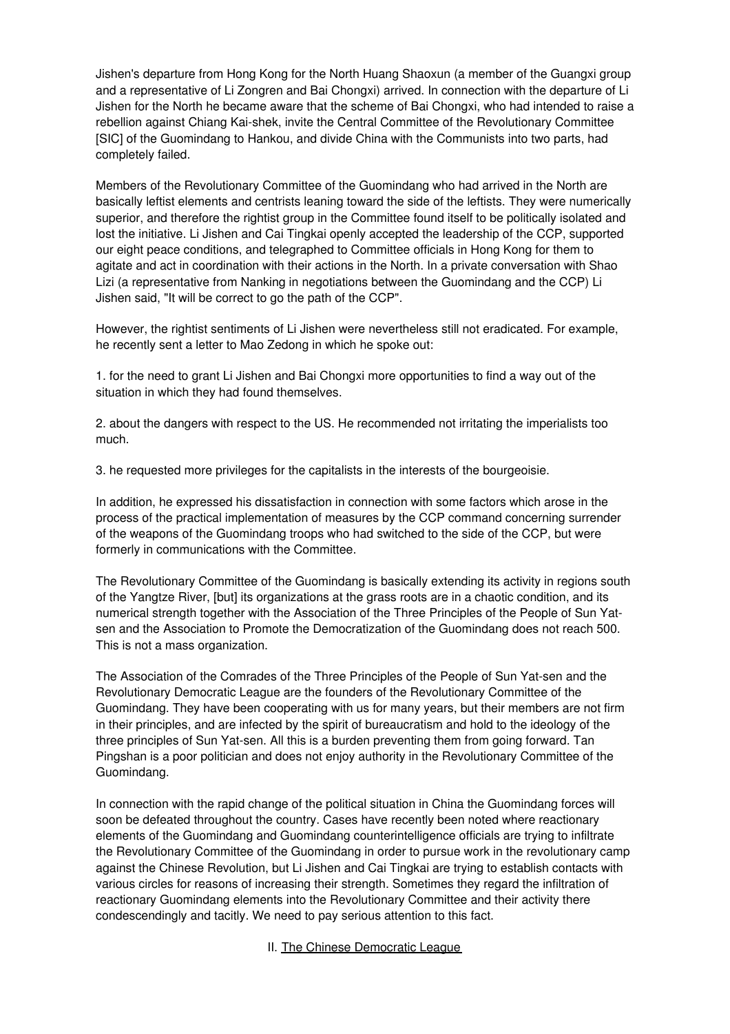Jishen's departure from Hong Kong for the North Huang Shaoxun (a member of the Guangxi group and a representative of Li Zongren and Bai Chongxi) arrived. In connection with the departure of Li Jishen for the North he became aware that the scheme of Bai Chongxi, who had intended to raise a rebellion against Chiang Kai-shek, invite the Central Committee of the Revolutionary Committee [SIC] of the Guomindang to Hankou, and divide China with the Communists into two parts, had completely failed.

Members of the Revolutionary Committee of the Guomindang who had arrived in the North are basically leftist elements and centrists leaning toward the side of the leftists. They were numerically superior, and therefore the rightist group in the Committee found itself to be politically isolated and lost the initiative. Li Jishen and Cai Tingkai openly accepted the leadership of the CCP, supported our eight peace conditions, and telegraphed to Committee officials in Hong Kong for them to agitate and act in coordination with their actions in the North. In a private conversation with Shao Lizi (a representative from Nanking in negotiations between the Guomindang and the CCP) Li Jishen said, "It will be correct to go the path of the CCP".

However, the rightist sentiments of Li Jishen were nevertheless still not eradicated. For example, he recently sent a letter to Mao Zedong in which he spoke out:

1. for the need to grant Li Jishen and Bai Chongxi more opportunities to find a way out of the situation in which they had found themselves.

2. about the dangers with respect to the US. He recommended not irritating the imperialists too much.

3. he requested more privileges for the capitalists in the interests of the bourgeoisie.

In addition, he expressed his dissatisfaction in connection with some factors which arose in the process of the practical implementation of measures by the CCP command concerning surrender of the weapons of the Guomindang troops who had switched to the side of the CCP, but were formerly in communications with the Committee.

The Revolutionary Committee of the Guomindang is basically extending its activity in regions south of the Yangtze River, [but] its organizations at the grass roots are in a chaotic condition, and its numerical strength together with the Association of the Three Principles of the People of Sun Yat-sen and the Association to Promote the Democratization of the Guomindang does not reach 500. This is not a mass organization.

The Association of the Comrades of the Three Principles of the People of Sun Yat-sen and the Revolutionary Democratic League are the founders of the Revolutionary Committee of the Guomindang. They have been cooperating with us for many years, but their members are not firm in their principles, and are infected by the spirit of bureaucratism and hold to the ideology of the three principles of Sun Yat-sen. All this is a burden preventing them from going forward. Tan Pingshan is a poor politician and does not enjoy authority in the Revolutionary Committee of the Guomindang.

In connection with the rapid change of the political situation in China the Guomindang forces will soon be defeated throughout the country. Cases have recently been noted where reactionary elements of the Guomindang and Guomindang counterintelligence officials are trying to infiltrate the Revolutionary Committee of the Guomindang in order to pursue work in the revolutionary camp against the Chinese Revolution, but Li Jishen and Cai Tingkai are trying to establish contacts with various circles for reasons of increasing their strength. Sometimes they regard the infiltration of reactionary Guomindang elements into the Revolutionary Committee and their activity there condescendingly and tacitly. We need to pay serious attention to this fact.

## II. The Chinese Democratic League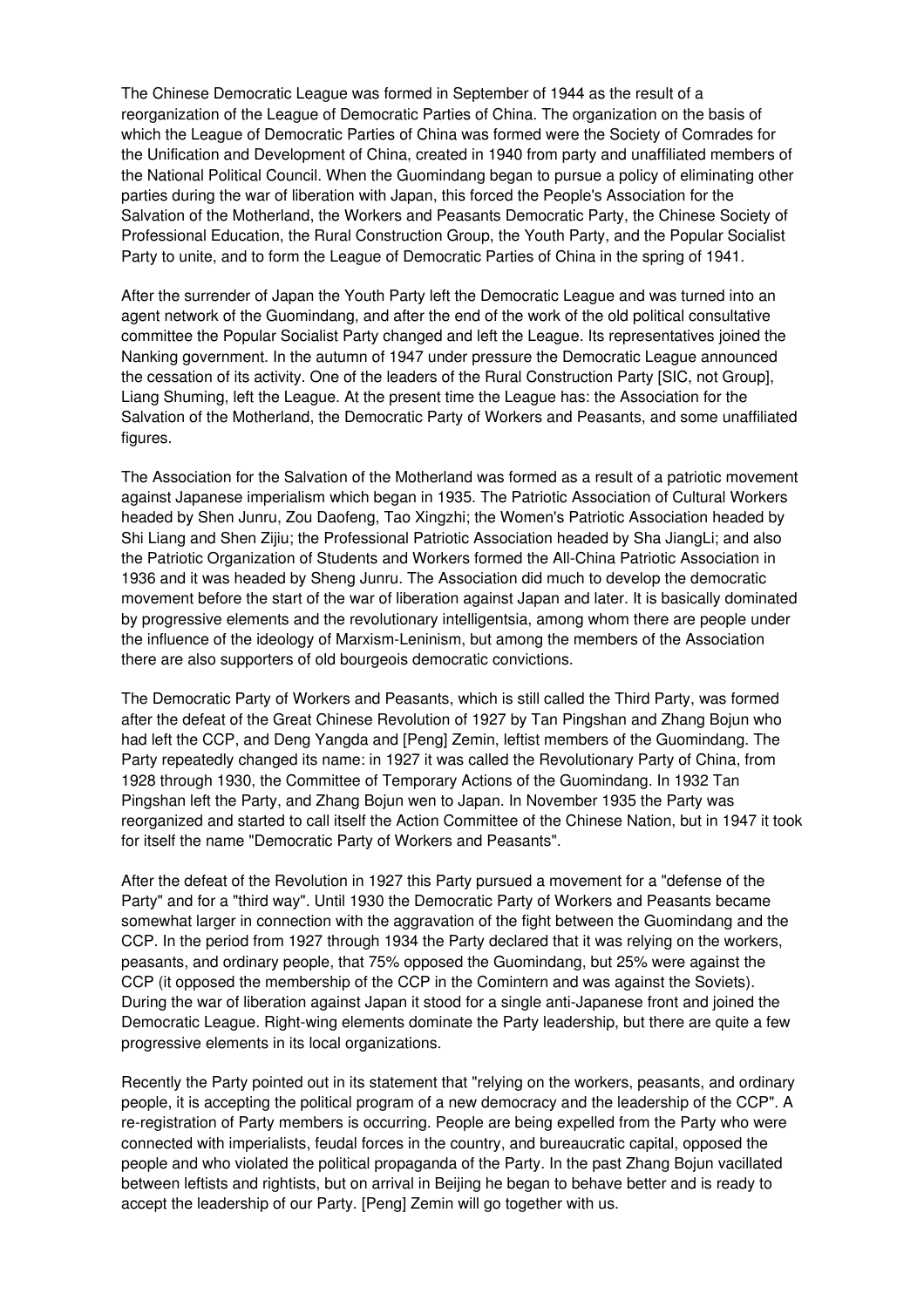The Chinese Democratic League was formed in September of 1944 as the result of a reorganization of the League of Democratic Parties of China. The organization on the basis of which the League of Democratic Parties of China was formed were the Society of Comrades for the Unification and Development of China, created in 1940 from party and unaffiliated members of the National Political Council. When the Guomindang began to pursue a policy of eliminating other parties during the war of liberation with Japan, this forced the People's Association for the Salvation of the Motherland, the Workers and Peasants Democratic Party, the Chinese Society of Professional Education, the Rural Construction Group, the Youth Party, and the Popular Socialist Party to unite, and to form the League of Democratic Parties of China in the spring of 1941.

After the surrender of Japan the Youth Party left the Democratic League and was turned into an agent network of the Guomindang, and after the end of the work of the old political consultative committee the Popular Socialist Party changed and left the League. Its representatives joined the Nanking government. In the autumn of 1947 under pressure the Democratic League announced the cessation of its activity. One of the leaders of the Rural Construction Party [SIC, not Group], Liang Shuming, left the League. At the present time the League has: the Association for the Salvation of the Motherland, the Democratic Party of Workers and Peasants, and some unaffiliated figures.

The Association for the Salvation of the Motherland was formed as a result of a patriotic movement against Japanese imperialism which began in 1935. The Patriotic Association of Cultural Workers headed by Shen Junru, Zou Daofeng, Tao Xingzhi; the Women's Patriotic Association headed by Shi Liang and Shen Zijiu; the Professional Patriotic Association headed by Sha JiangLi; and also the Patriotic Organization of Students and Workers formed the All-China Patriotic Association in 1936 and it was headed by Sheng Junru. The Association did much to develop the democratic movement before the start of the war of liberation against Japan and later. It is basically dominated by progressive elements and the revolutionary intelligentsia, among whom there are people under the influence of the ideology of Marxism-Leninism, but among the members of the Association there are also supporters of old bourgeois democratic convictions.

The Democratic Party of Workers and Peasants, which is still called the Third Party, was formed after the defeat of the Great Chinese Revolution of 1927 by Tan Pingshan and Zhang Bojun who had left the CCP, and Deng Yangda and [Peng] Zemin, leftist members of the Guomindang. The Party repeatedly changed its name: in 1927 it was called the Revolutionary Party of China, from 1928 through 1930, the Committee of Temporary Actions of the Guomindang. In 1932 Tan Pingshan left the Party, and Zhang Bojun wen to Japan. In November 1935 the Party was reorganized and started to call itself the Action Committee of the Chinese Nation, but in 1947 it took for itself the name "Democratic Party of Workers and Peasants".

After the defeat of the Revolution in 1927 this Party pursued a movement for a "defense of the Party" and for a "third way". Until 1930 the Democratic Party of Workers and Peasants became somewhat larger in connection with the aggravation of the fight between the Guomindang and the CCP. In the period from 1927 through 1934 the Party declared that it was relying on the workers, peasants, and ordinary people, that 75% opposed the Guomindang, but 25% were against the CCP (it opposed the membership of the CCP in the Comintern and was against the Soviets). During the war of liberation against Japan it stood for a single anti-Japanese front and joined the Democratic League. Right-wing elements dominate the Party leadership, but there are quite a few progressive elements in its local organizations.

Recently the Party pointed out in its statement that "relying on the workers, peasants, and ordinary people, it is accepting the political program of a new democracy and the leadership of the CCP". A re-registration of Party members is occurring. People are being expelled from the Party who were connected with imperialists, feudal forces in the country, and bureaucratic capital, opposed the people and who violated the political propaganda of the Party. In the past Zhang Bojun vacillated between leftists and rightists, but on arrival in Beijing he began to behave better and is ready to accept the leadership of our Party. [Peng] Zemin will go together with us.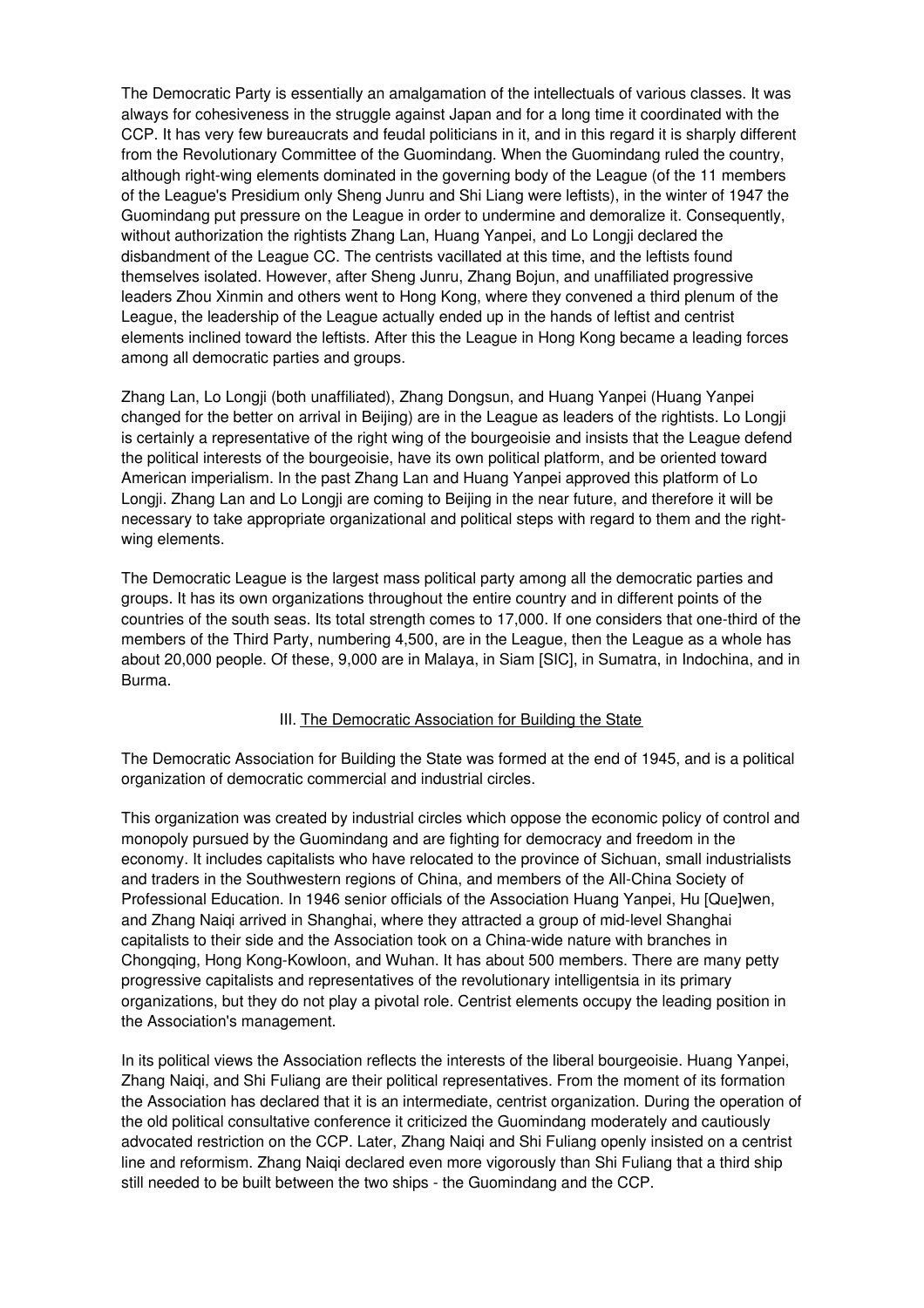The Democratic Party is essentially an amalgamation of the intellectuals of various classes. It was always for cohesiveness in the struggle against Japan and for a long time it coordinated with the CCP. It has very few bureaucrats and feudal politicians in it, and in this regard it is sharply different from the Revolutionary Committee of the Guomindang. When the Guomindang ruled the country, although right-wing elements dominated in the governing body of the League (of the 11 members of the League's Presidium only Sheng Junru and Shi Liang were leftists), in the winter of 1947 the Guomindang put pressure on the League in order to undermine and demoralize it. Consequently, without authorization the rightists Zhang Lan, Huang Yanpei, and Lo Longji declared the disbandment of the League CC. The centrists vacillated at this time, and the leftists found themselves isolated. However, after Sheng Junru, Zhang Bojun, and unaffiliated progressive leaders Zhou Xinmin and others went to Hong Kong, where they convened a third plenum of the League, the leadership of the League actually ended up in the hands of leftist and centrist elements inclined toward the leftists. After this the League in Hong Kong became a leading forces among all democratic parties and groups.

Zhang Lan, Lo Longji (both unaffiliated), Zhang Dongsun, and Huang Yanpei (Huang Yanpei changed for the better on arrival in Beijing) are in the League as leaders of the rightists. Lo Longji is certainly a representative of the right wing of the bourgeoisie and insists that the League defend the political interests of the bourgeoisie, have its own political platform, and be oriented toward American imperialism. In the past Zhang Lan and Huang Yanpei approved this platform of Lo Longji. Zhang Lan and Lo Longji are coming to Beijing in the near future, and therefore it will be necessary to take appropriate organizational and political steps with regard to them and the right-wing elements.

The Democratic League is the largest mass political party among all the democratic parties and groups. It has its own organizations throughout the entire country and in different points of the countries of the south seas. Its total strength comes to 17,000. If one considers that one-third of the members of the Third Party, numbering 4,500, are in the League, then the League as a whole has about 20,000 people. Of these, 9,000 are in Malaya, in Siam [SIC], in Sumatra, in Indochina, and in Burma.

### III. The Democratic Association for Building the State

The Democratic Association for Building the State was formed at the end of 1945, and is a political organization of democratic commercial and industrial circles.

This organization was created by industrial circles which oppose the economic policy of control and monopoly pursued by the Guomindang and are fighting for democracy and freedom in the economy. It includes capitalists who have relocated to the province of Sichuan, small industrialists and traders in the Southwestern regions of China, and members of the All-China Society of Professional Education. In 1946 senior officials of the Association Huang Yanpei, Hu [Que]wen, and Zhang Naiqi arrived in Shanghai, where they attracted a group of mid-level Shanghai capitalists to their side and the Association took on a China-wide nature with branches in Chongqing, Hong Kong-Kowloon, and Wuhan. It has about 500 members. There are many petty progressive capitalists and representatives of the revolutionary intelligentsia in its primary organizations, but they do not play a pivotal role. Centrist elements occupy the leading position in the Association's management.

In its political views the Association reflects the interests of the liberal bourgeoisie. Huang Yanpei, Zhang Naiqi, and Shi Fuliang are their political representatives. From the moment of its formation the Association has declared that it is an intermediate, centrist organization. During the operation of the old political consultative conference it criticized the Guomindang moderately and cautiously advocated restriction on the CCP. Later, Zhang Naiqi and Shi Fuliang openly insisted on a centrist line and reformism. Zhang Naiqi declared even more vigorously than Shi Fuliang that a third ship still needed to be built between the two ships - the Guomindang and the CCP.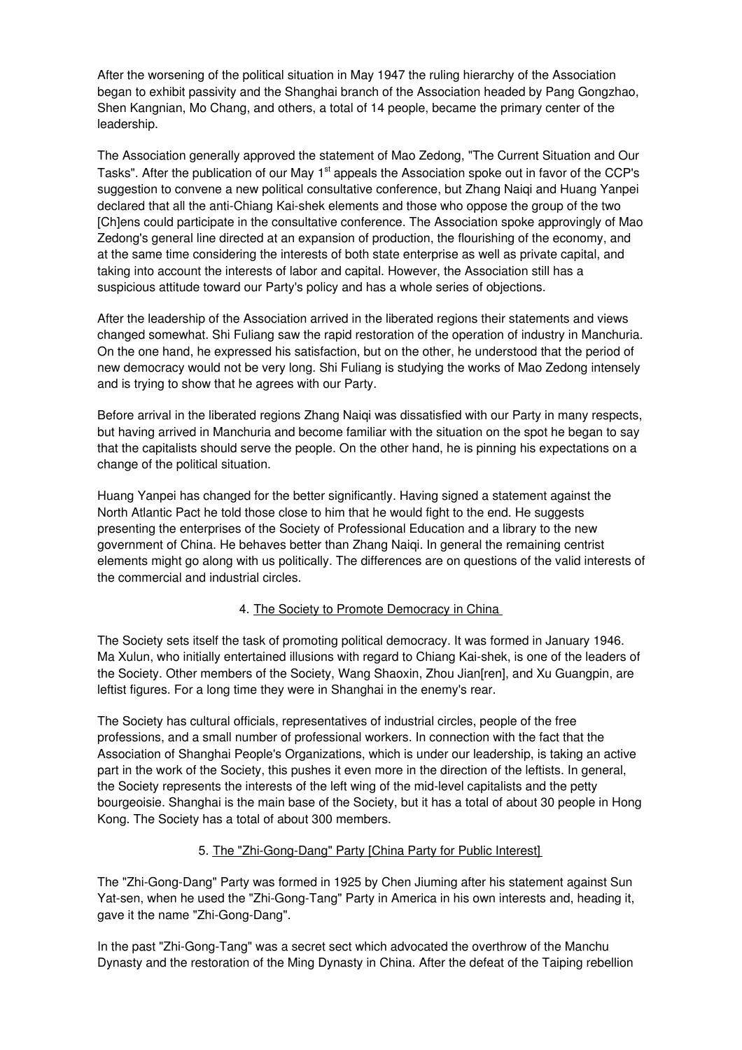After the worsening of the political situation in May 1947 the ruling hierarchy of the Association began to exhibit passivity and the Shanghai branch of the Association headed by Pang Gongzhao, Shen Kangnian, Mo Chang, and others, a total of 14 people, became the primary center of the leadership.

The Association generally approved the statement of Mao Zedong, "The Current Situation and Our Tasks". After the publication of our May 1st appeals the Association spoke out in favor of the CCP's suggestion to convene a new political consultative conference, but Zhang Naiqi and Huang Yanpei declared that all the anti-Chiang Kai-shek elements and those who oppose the group of the two [Ch]ens could participate in the consultative conference. The Association spoke approvingly of Mao Zedong's general line directed at an expansion of production, the flourishing of the economy, and at the same time considering the interests of both state enterprise as well as private capital, and taking into account the interests of labor and capital. However, the Association still has a suspicious attitude toward our Party's policy and has a whole series of objections.

After the leadership of the Association arrived in the liberated regions their statements and views changed somewhat. Shi Fuliang saw the rapid restoration of the operation of industry in Manchuria. On the one hand, he expressed his satisfaction, but on the other, he understood that the period of new democracy would not be very long. Shi Fuliang is studying the works of Mao Zedong intensely and is trying to show that he agrees with our Party.

Before arrival in the liberated regions Zhang Naiqi was dissatisfied with our Party in many respects, but having arrived in Manchuria and become familiar with the situation on the spot he began to say that the capitalists should serve the people. On the other hand, he is pinning his expectations on a change of the political situation.

Huang Yanpei has changed for the better significantly. Having signed a statement against the North Atlantic Pact he told those close to him that he would fight to the end. He suggests presenting the enterprises of the Society of Professional Education and a library to the new government of China. He behaves better than Zhang Naiqi. In general the remaining centrist elements might go along with us politically. The differences are on questions of the valid interests of the commercial and industrial circles.

### 4. The Society to Promote Democracy in China

The Society sets itself the task of promoting political democracy. It was formed in January 1946. Ma Xulun, who initially entertained illusions with regard to Chiang Kai-shek, is one of the leaders of the Society. Other members of the Society, Wang Shaoxin, Zhou Jian[ren], and Xu Guangpin, are leftist figures. For a long time they were in Shanghai in the enemy's rear.

The Society has cultural officials, representatives of industrial circles, people of the free professions, and a small number of professional workers. In connection with the fact that the Association of Shanghai People's Organizations, which is under our leadership, is taking an active part in the work of the Society, this pushes it even more in the direction of the leftists. In general, the Society represents the interests of the left wing of the mid-level capitalists and the petty bourgeoisie. Shanghai is the main base of the Society, but it has a total of about 30 people in Hong Kong. The Society has a total of about 300 members.

### 5. The "Zhi-Gong-Dang" Party [China Party for Public Interest]

The "Zhi-Gong-Dang" Party was formed in 1925 by Chen Jiuming after his statement against Sun Yat-sen, when he used the "Zhi-Gong-Tang" Party in America in his own interests and, heading it, gave it the name "Zhi-Gong-Dang".

In the past "Zhi-Gong-Tang" was a secret sect which advocated the overthrow of the Manchu Dynasty and the restoration of the Ming Dynasty in China. After the defeat of the Taiping rebellion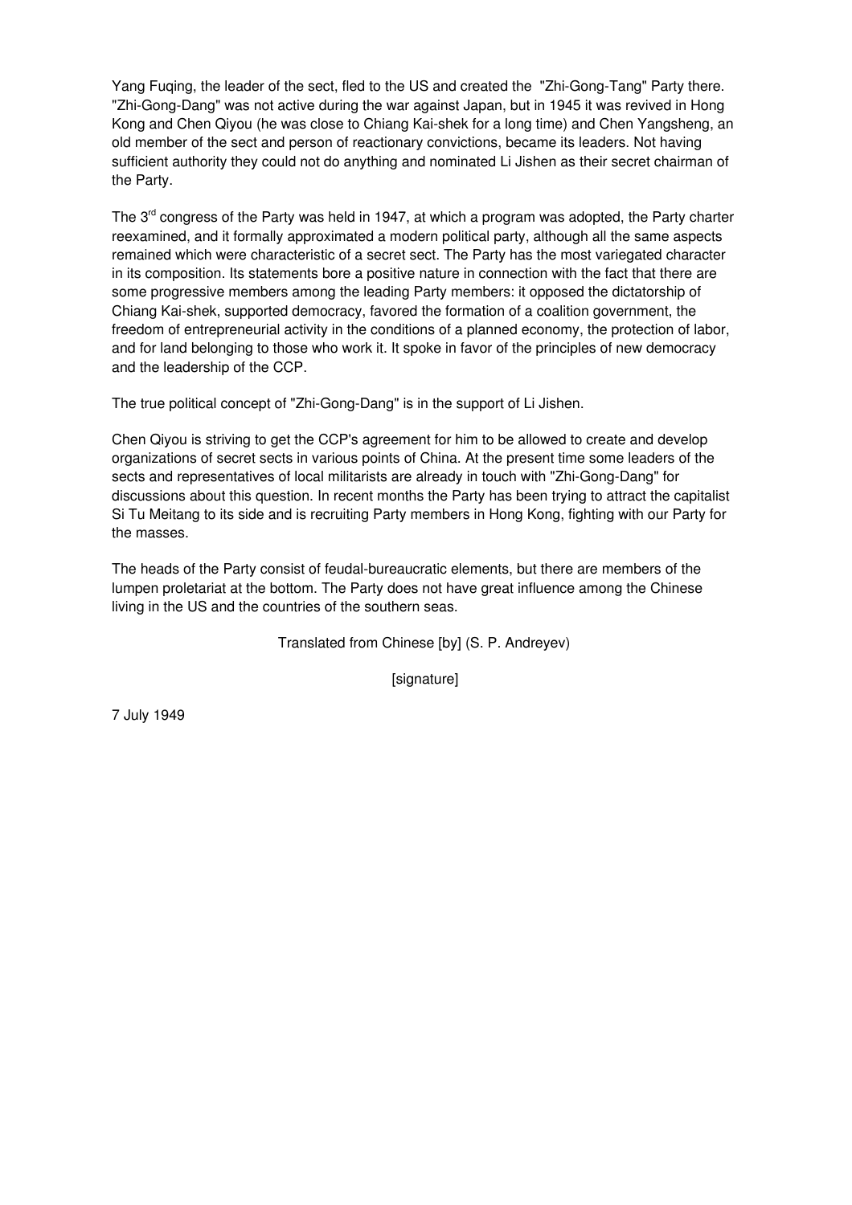Yang Fuqing, the leader of the sect, fled to the US and created the "Zhi-Gong-Tang" Party there. "Zhi-Gong-Dang" was not active during the war against Japan, but in 1945 it was revived in Hong Kong and Chen Qiyou (he was close to Chiang Kai-shek for a long time) and Chen Yangsheng, an old member of the sect and person of reactionary convictions, became its leaders. Not having sufficient authority they could not do anything and nominated Li Jishen as their secret chairman of the Party.

The 3rd congress of the Party was held in 1947, at which a program was adopted, the Party charter reexamined, and it formally approximated a modern political party, although all the same aspects remained which were characteristic of a secret sect. The Party has the most variegated character in its composition. Its statements bore a positive nature in connection with the fact that there are some progressive members among the leading Party members: it opposed the dictatorship of Chiang Kai-shek, supported democracy, favored the formation of a coalition government, the freedom of entrepreneurial activity in the conditions of a planned economy, the protection of labor, and for land belonging to those who work it. It spoke in favor of the principles of new democracy and the leadership of the CCP.

The true political concept of "Zhi-Gong-Dang" is in the support of Li Jishen.

Chen Qiyou is striving to get the CCP's agreement for him to be allowed to create and develop organizations of secret sects in various points of China. At the present time some leaders of the sects and representatives of local militarists are already in touch with "Zhi-Gong-Dang" for discussions about this question. In recent months the Party has been trying to attract the capitalist Si Tu Meitang to its side and is recruiting Party members in Hong Kong, fighting with our Party for the masses.

The heads of the Party consist of feudal-bureaucratic elements, but there are members of the lumpen proletariat at the bottom. The Party does not have great influence among the Chinese living in the US and the countries of the southern seas.

Translated from Chinese [by] (S. P. Andreyev)

[signature]

7 July 1949